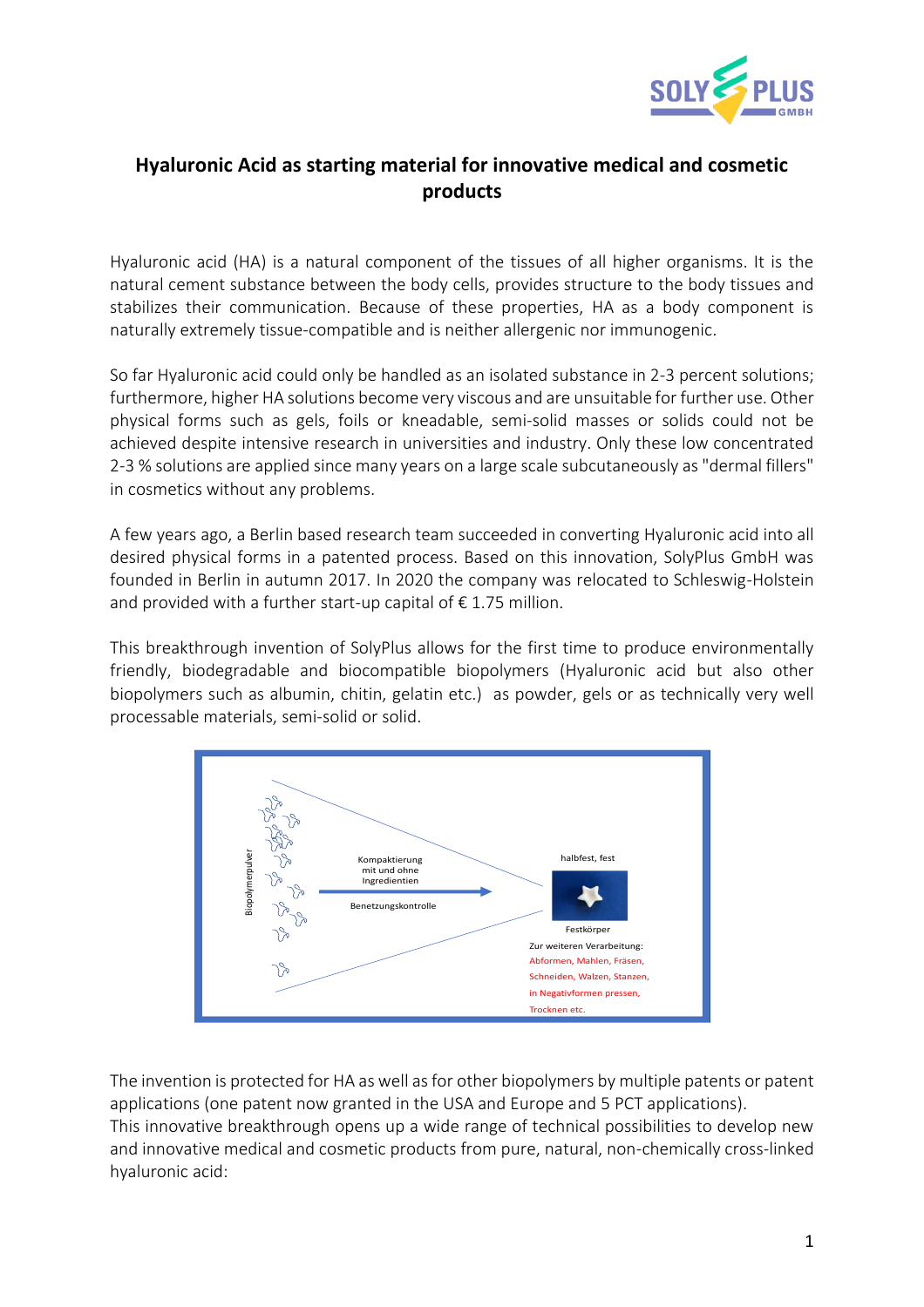# Hyaluronic Acid as starting material for innovative medical and cosmetic products

Hyaluronic acid (HA) is a natural component of the tissues of all higher organisms. It is the natural cement substance between the body cells, provides structure to the body tissues and stabilizes their communication. Because of these properties, HA as a body component is naturally extremely tissue-compatible and is neither allergenic nor immunogenic.

So far Hyaluronic acid could only be handled as an isolated substance in 2-3 percent solutions; furthermore, higher HA solutions become very viscous and are unsuitable for further use. Other physical forms such as gels, foils or kneadable, semi-solid masses or solids could not be achieved despite intensive research in universities and industry. Only these low concentrated 2-3 % solutions are applied since many years on a large scale subcutaneously as "dermal fillers" in cosmetics without any problems.

A few years ago, a Berlin based research team succeeded in converting Hyaluronic acid into all desired physical forms in a patented process. Based on this innovation, SolyPlus GmbH was founded in Berlin in autumn 2017. In 2020 the company was relocated to Schleswig-Holstein and provided with a further start-up capital of € 1.75 million.

This breakthrough invention of SolyPlus allows for the first time to produce environmentally friendly, biodegradable and biocompatible biopolymers (Hyaluronic acid but also other biopolymers such as albumin, chitin, gelatin etc.) as powder, gels or as technically very well processable materials, semi-solid or solid.

The invention is protected for HA as well as for other biopolymers by multiple patents or patent applications (one patent now granted in the USA and Europe and 5 PCT applications).
This innovative breakthrough opens up a wide range of technical possibilities to develop new and innovative medical and cosmetic products from pure, natural, non-chemically cross-linked hyaluronic acid: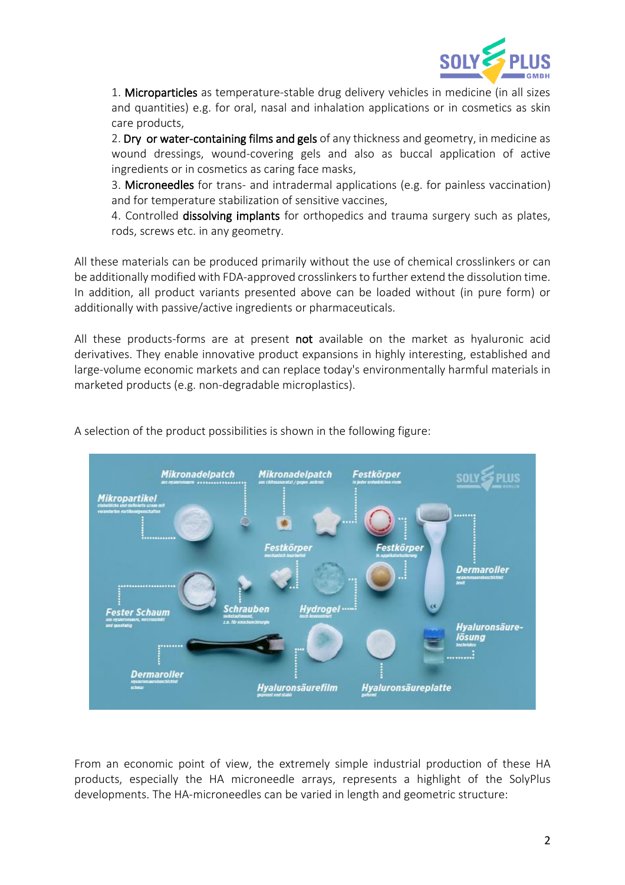1. **Microparticles** as temperature-stable drug delivery vehicles in medicine (in all sizes and quantities) e.g. for oral, nasal and inhalation applications or in cosmetics as skin care products,
2. **Dry or water-containing films and gels** of any thickness and geometry, in medicine as wound dressings, wound-covering gels and also as buccal application of active ingredients or in cosmetics as caring face masks,
3. **Microneedles** for trans- and intradermal applications (e.g. for painless vaccination) and for temperature stabilization of sensitive vaccines,
4. Controlled **dissolving implants** for orthopedics and trauma surgery such as plates, rods, screws etc. in any geometry.

All these materials can be produced primarily without the use of chemical crosslinkers or can be additionally modified with FDA-approved crosslinkers to further extend the dissolution time. In addition, all product variants presented above can be loaded without (in pure form) or additionally with passive/active ingredients or pharmaceuticals.

All these products-forms are at present **not** available on the market as hyaluronic acid derivatives. They enable innovative product expansions in highly interesting, established and large-volume economic markets and can replace today's environmentally harmful materials in marketed products (e.g. non-degradable microplastics).

A selection of the product possibilities is shown in the following figure:

From an economic point of view, the extremely simple industrial production of these HA products, especially the HA microneedle arrays, represents a highlight of the SolyPlus developments. The HA-microneedles can be varied in length and geometric structure: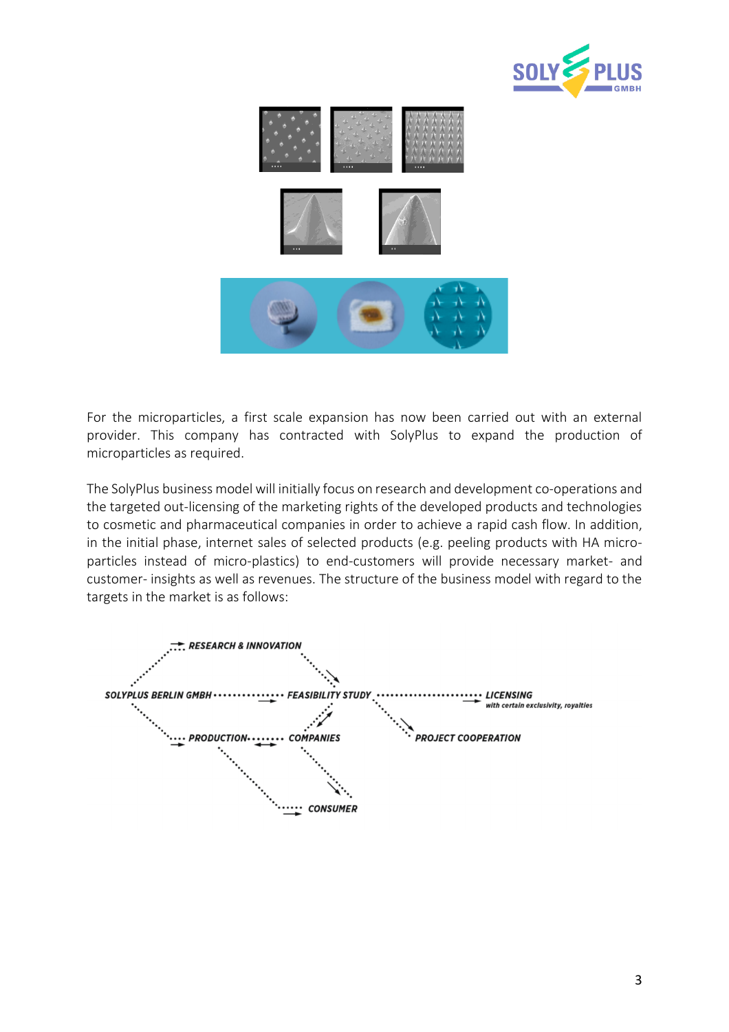For the microparticles, a first scale expansion has now been carried out with an external provider. This company has contracted with SolyPlus to expand the production of microparticles as required.

The SolyPlus business model will initially focus on research and development co-operations and the targeted out-licensing of the marketing rights of the developed products and technologies to cosmetic and pharmaceutical companies in order to achieve a rapid cash flow. In addition, in the initial phase, internet sales of selected products (e.g. peeling products with HA micro-particles instead of micro-plastics) to end-customers will provide necessary market- and customer- insights as well as revenues. The structure of the business model with regard to the targets in the market is as follows:

RESEARCH & INNOVATION

SOLYPLUS BERLIN GMBH — FEASIBILITY STUDY — LICENSING *with certain exclusivity, royalties*

PRODUCTION — COMPANIES — PROJECT COOPERATION

CONSUMER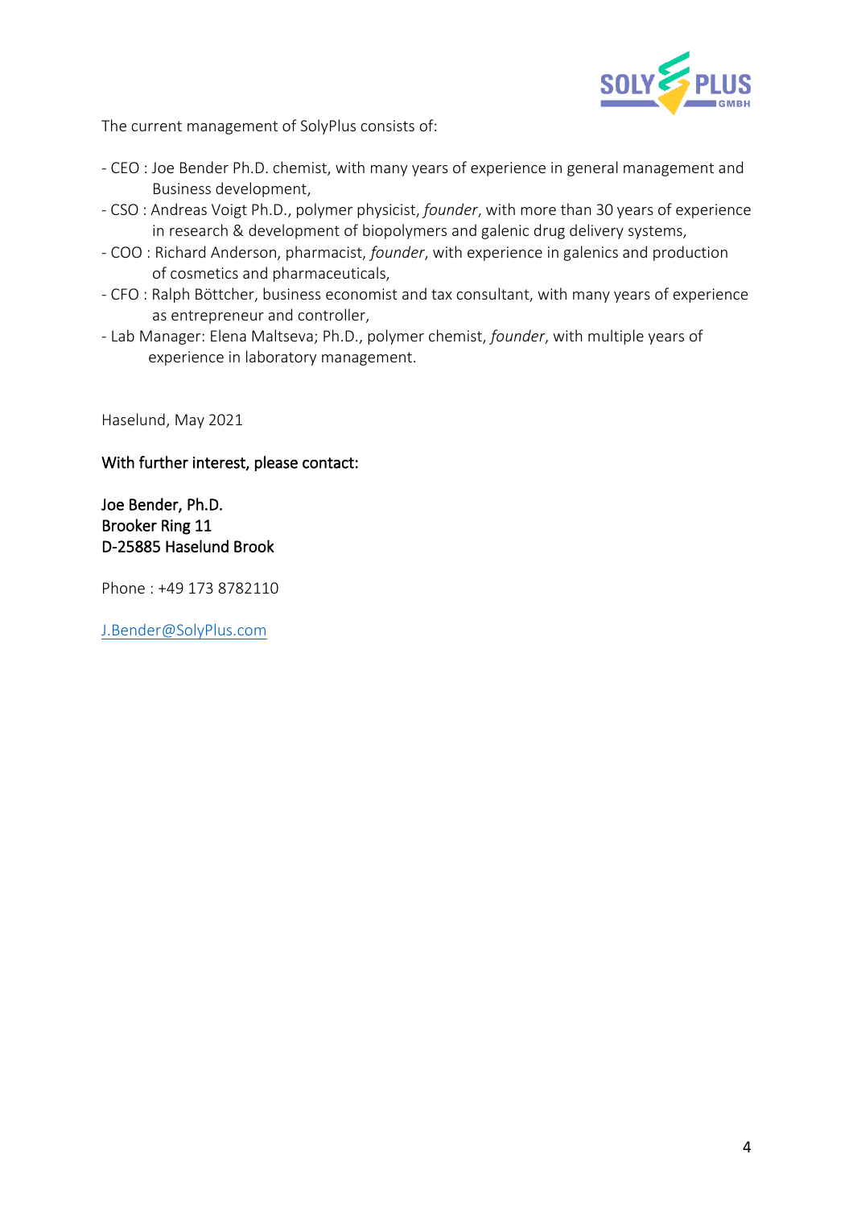The current management of SolyPlus consists of:

- CEO : Joe Bender Ph.D. chemist, with many years of experience in general management and Business development,
- CSO : Andreas Voigt Ph.D., polymer physicist, *founder*, with more than 30 years of experience in research & development of biopolymers and galenic drug delivery systems,
- COO : Richard Anderson, pharmacist, *founder*, with experience in galenics and production of cosmetics and pharmaceuticals,
- CFO : Ralph Böttcher, business economist and tax consultant, with many years of experience as entrepreneur and controller,
- Lab Manager: Elena Maltseva; Ph.D., polymer chemist, *founder*, with multiple years of experience in laboratory management.

Haselund, May 2021

With further interest, please contact:

Joe Bender, Ph.D.
Brooker Ring 11
D-25885 Haselund Brook

Phone : +49 173 8782110

J.Bender@SolyPlus.com